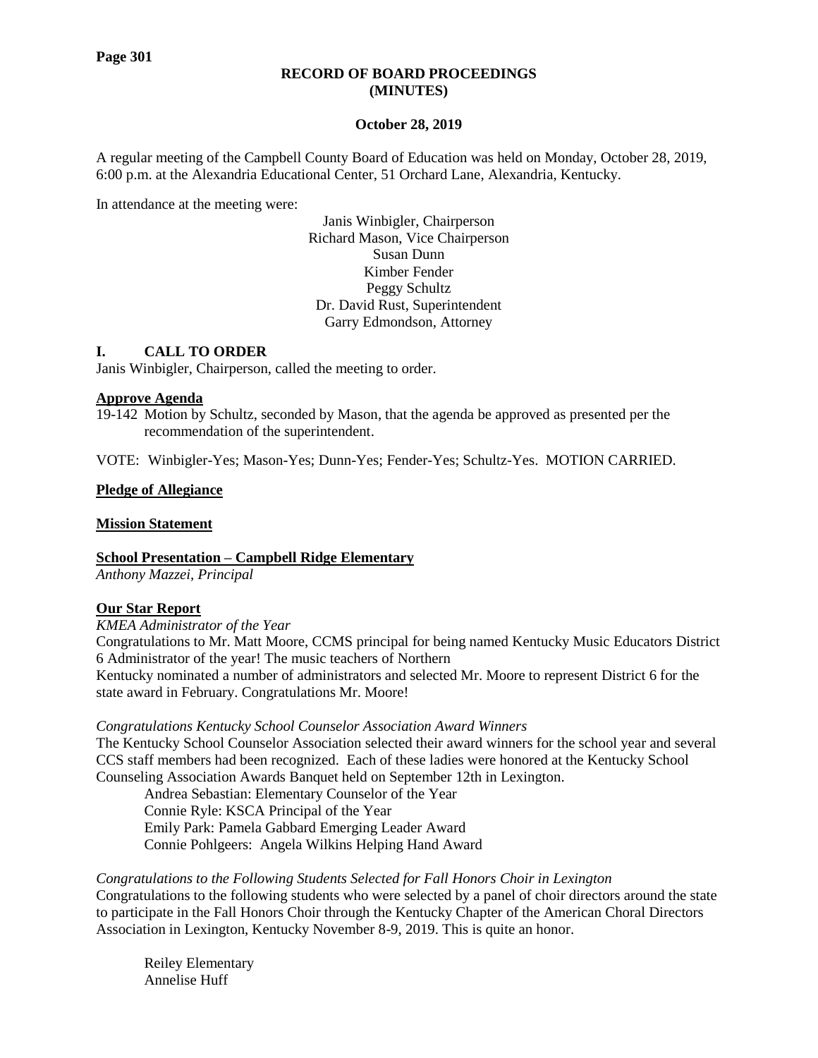# RECORD OF BOARD PROCEEDINGS (MINUTES)

**October 28, 2019**

A regular meeting of the Campbell County Board of Education was held on Monday, October 28, 2019, 6:00 p.m. at the Alexandria Educational Center, 51 Orchard Lane, Alexandria, Kentucky.

In attendance at the meeting were:

Janis Winbigler, Chairperson
Richard Mason, Vice Chairperson
Susan Dunn
Kimber Fender
Peggy Schultz
Dr. David Rust, Superintendent
Garry Edmondson, Attorney

## I. CALL TO ORDER

Janis Winbigler, Chairperson, called the meeting to order.

**Approve Agenda**

19-142 Motion by Schultz, seconded by Mason, that the agenda be approved as presented per the recommendation of the superintendent.

VOTE: Winbigler-Yes; Mason-Yes; Dunn-Yes; Fender-Yes; Schultz-Yes. MOTION CARRIED.

**Pledge of Allegiance**

**Mission Statement**

**School Presentation – Campbell Ridge Elementary**

*Anthony Mazzei, Principal*

**Our Star Report**

*KMEA Administrator of the Year*

Congratulations to Mr. Matt Moore, CCMS principal for being named Kentucky Music Educators District 6 Administrator of the year! The music teachers of Northern Kentucky nominated a number of administrators and selected Mr. Moore to represent District 6 for the state award in February. Congratulations Mr. Moore!

*Congratulations Kentucky School Counselor Association Award Winners*

The Kentucky School Counselor Association selected their award winners for the school year and several CCS staff members had been recognized. Each of these ladies were honored at the Kentucky School Counseling Association Awards Banquet held on September 12th in Lexington.

Andrea Sebastian: Elementary Counselor of the Year
Connie Ryle: KSCA Principal of the Year
Emily Park: Pamela Gabbard Emerging Leader Award
Connie Pohlgeers: Angela Wilkins Helping Hand Award

*Congratulations to the Following Students Selected for Fall Honors Choir in Lexington*

Congratulations to the following students who were selected by a panel of choir directors around the state to participate in the Fall Honors Choir through the Kentucky Chapter of the American Choral Directors Association in Lexington, Kentucky November 8-9, 2019. This is quite an honor.

Reiley Elementary
Annelise Huff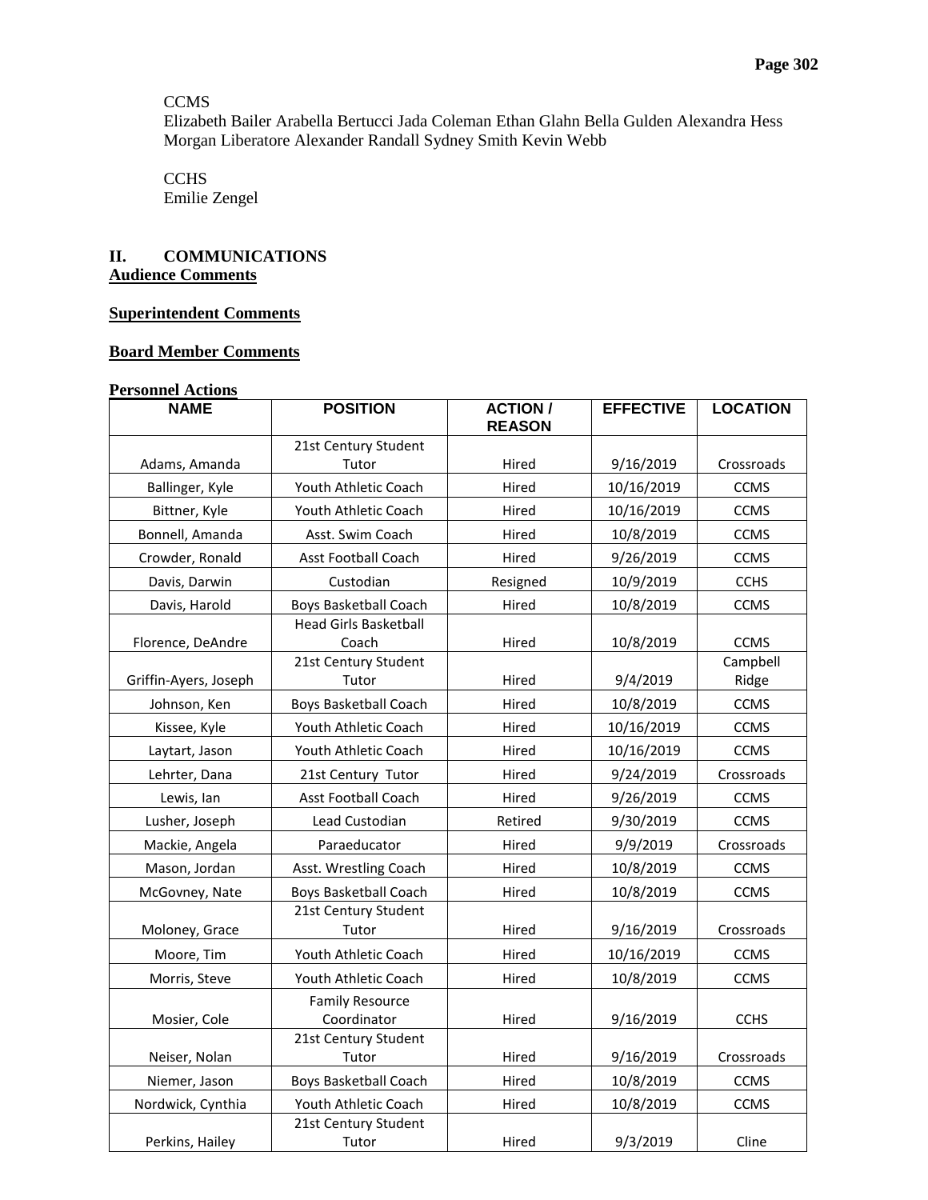CCMS
Elizabeth Bailer Arabella Bertucci Jada Coleman Ethan Glahn Bella Gulden Alexandra Hess Morgan Liberatore Alexander Randall Sydney Smith Kevin Webb

CCHS
Emilie Zengel

## II. COMMUNICATIONS

**Audience Comments**

**Superintendent Comments**

**Board Member Comments**

**Personnel Actions**

| NAME | POSITION | ACTION / REASON | EFFECTIVE | LOCATION |
|---|---|---|---|---|
| Adams, Amanda | 21st Century Student Tutor | Hired | 9/16/2019 | Crossroads |
| Ballinger, Kyle | Youth Athletic Coach | Hired | 10/16/2019 | CCMS |
| Bittner, Kyle | Youth Athletic Coach | Hired | 10/16/2019 | CCMS |
| Bonnell, Amanda | Asst. Swim Coach | Hired | 10/8/2019 | CCMS |
| Crowder, Ronald | Asst Football Coach | Hired | 9/26/2019 | CCMS |
| Davis, Darwin | Custodian | Resigned | 10/9/2019 | CCHS |
| Davis, Harold | Boys Basketball Coach | Hired | 10/8/2019 | CCMS |
| Florence, DeAndre | Head Girls Basketball Coach | Hired | 10/8/2019 | CCMS |
| Griffin-Ayers, Joseph | 21st Century Student Tutor | Hired | 9/4/2019 | Campbell Ridge |
| Johnson, Ken | Boys Basketball Coach | Hired | 10/8/2019 | CCMS |
| Kissee, Kyle | Youth Athletic Coach | Hired | 10/16/2019 | CCMS |
| Laytart, Jason | Youth Athletic Coach | Hired | 10/16/2019 | CCMS |
| Lehrter, Dana | 21st Century Tutor | Hired | 9/24/2019 | Crossroads |
| Lewis, Ian | Asst Football Coach | Hired | 9/26/2019 | CCMS |
| Lusher, Joseph | Lead Custodian | Retired | 9/30/2019 | CCMS |
| Mackie, Angela | Paraeducator | Hired | 9/9/2019 | Crossroads |
| Mason, Jordan | Asst. Wrestling Coach | Hired | 10/8/2019 | CCMS |
| McGovney, Nate | Boys Basketball Coach | Hired | 10/8/2019 | CCMS |
| Moloney, Grace | 21st Century Student Tutor | Hired | 9/16/2019 | Crossroads |
| Moore, Tim | Youth Athletic Coach | Hired | 10/16/2019 | CCMS |
| Morris, Steve | Youth Athletic Coach | Hired | 10/8/2019 | CCMS |
| Mosier, Cole | Family Resource Coordinator | Hired | 9/16/2019 | CCHS |
| Neiser, Nolan | 21st Century Student Tutor | Hired | 9/16/2019 | Crossroads |
| Niemer, Jason | Boys Basketball Coach | Hired | 10/8/2019 | CCMS |
| Nordwick, Cynthia | Youth Athletic Coach | Hired | 10/8/2019 | CCMS |
| Perkins, Hailey | 21st Century Student Tutor | Hired | 9/3/2019 | Cline |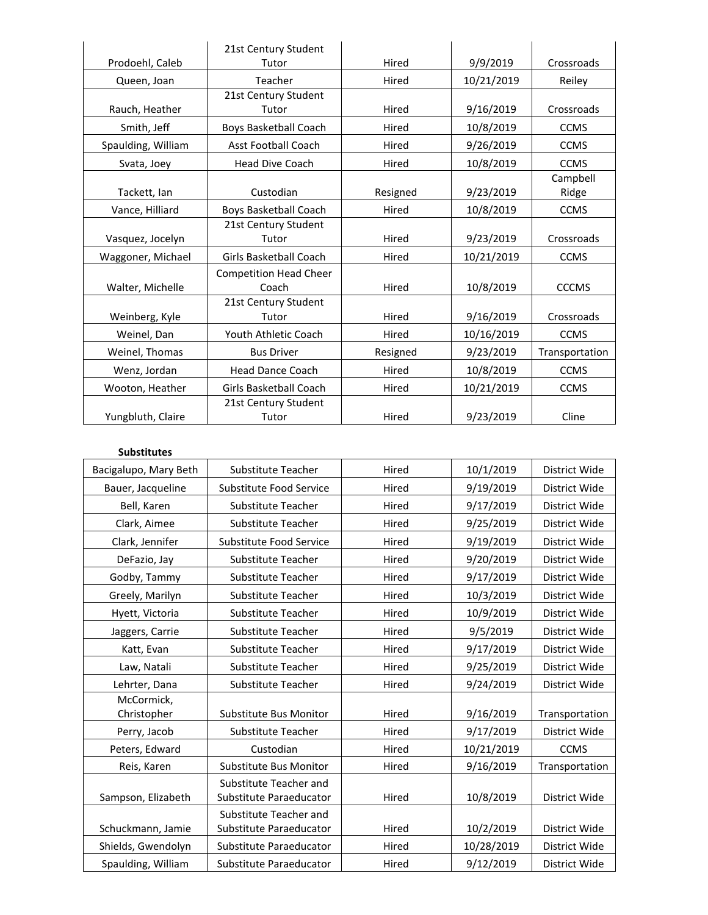| | | | | |
|---|---|---|---|---|
| Prodoehl, Caleb | 21st Century Student Tutor | Hired | 9/9/2019 | Crossroads |
| Queen, Joan | Teacher | Hired | 10/21/2019 | Reiley |
| Rauch, Heather | 21st Century Student Tutor | Hired | 9/16/2019 | Crossroads |
| Smith, Jeff | Boys Basketball Coach | Hired | 10/8/2019 | CCMS |
| Spaulding, William | Asst Football Coach | Hired | 9/26/2019 | CCMS |
| Svata, Joey | Head Dive Coach | Hired | 10/8/2019 | CCMS |
| Tackett, Ian | Custodian | Resigned | 9/23/2019 | Campbell Ridge |
| Vance, Hilliard | Boys Basketball Coach | Hired | 10/8/2019 | CCMS |
| Vasquez, Jocelyn | 21st Century Student Tutor | Hired | 9/23/2019 | Crossroads |
| Waggoner, Michael | Girls Basketball Coach | Hired | 10/21/2019 | CCMS |
| Walter, Michelle | Competition Head Cheer Coach | Hired | 10/8/2019 | CCCMS |
| Weinberg, Kyle | 21st Century Student Tutor | Hired | 9/16/2019 | Crossroads |
| Weinel, Dan | Youth Athletic Coach | Hired | 10/16/2019 | CCMS |
| Weinel, Thomas | Bus Driver | Resigned | 9/23/2019 | Transportation |
| Wenz, Jordan | Head Dance Coach | Hired | 10/8/2019 | CCMS |
| Wooton, Heather | Girls Basketball Coach | Hired | 10/21/2019 | CCMS |
| Yungbluth, Claire | 21st Century Student Tutor | Hired | 9/23/2019 | Cline |

**Substitutes**

| | | | | |
|---|---|---|---|---|
| Bacigalupo, Mary Beth | Substitute Teacher | Hired | 10/1/2019 | District Wide |
| Bauer, Jacqueline | Substitute Food Service | Hired | 9/19/2019 | District Wide |
| Bell, Karen | Substitute Teacher | Hired | 9/17/2019 | District Wide |
| Clark, Aimee | Substitute Teacher | Hired | 9/25/2019 | District Wide |
| Clark, Jennifer | Substitute Food Service | Hired | 9/19/2019 | District Wide |
| DeFazio, Jay | Substitute Teacher | Hired | 9/20/2019 | District Wide |
| Godby, Tammy | Substitute Teacher | Hired | 9/17/2019 | District Wide |
| Greely, Marilyn | Substitute Teacher | Hired | 10/3/2019 | District Wide |
| Hyett, Victoria | Substitute Teacher | Hired | 10/9/2019 | District Wide |
| Jaggers, Carrie | Substitute Teacher | Hired | 9/5/2019 | District Wide |
| Katt, Evan | Substitute Teacher | Hired | 9/17/2019 | District Wide |
| Law, Natali | Substitute Teacher | Hired | 9/25/2019 | District Wide |
| Lehrter, Dana | Substitute Teacher | Hired | 9/24/2019 | District Wide |
| McCormick, Christopher | Substitute Bus Monitor | Hired | 9/16/2019 | Transportation |
| Perry, Jacob | Substitute Teacher | Hired | 9/17/2019 | District Wide |
| Peters, Edward | Custodian | Hired | 10/21/2019 | CCMS |
| Reis, Karen | Substitute Bus Monitor | Hired | 9/16/2019 | Transportation |
| Sampson, Elizabeth | Substitute Teacher and Substitute Paraeducator | Hired | 10/8/2019 | District Wide |
| Schuckmann, Jamie | Substitute Teacher and Substitute Paraeducator | Hired | 10/2/2019 | District Wide |
| Shields, Gwendolyn | Substitute Paraeducator | Hired | 10/28/2019 | District Wide |
| Spaulding, William | Substitute Paraeducator | Hired | 9/12/2019 | District Wide |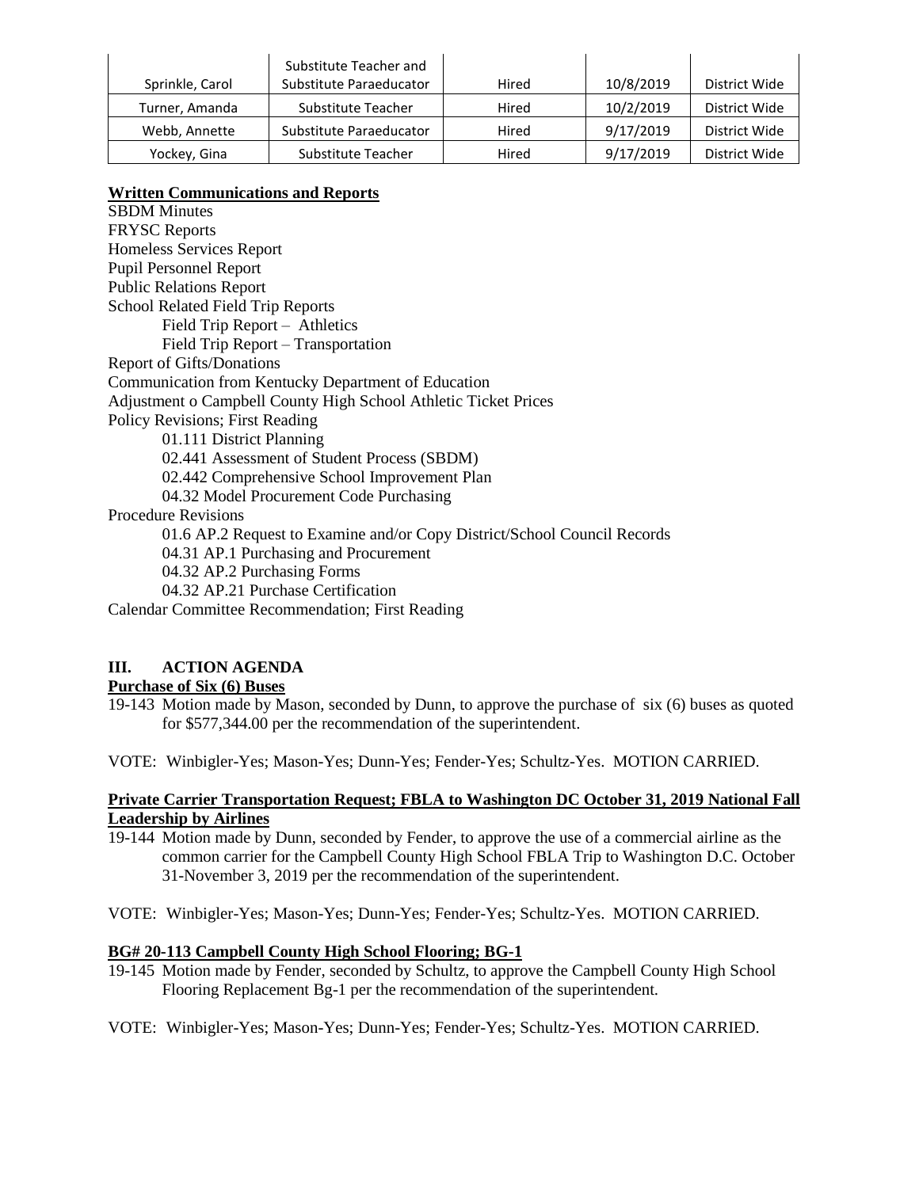| Sprinkle, Carol | Substitute Teacher and Substitute Paraeducator | Hired | 10/8/2019 | District Wide |
|---|---|---|---|---|
| Turner, Amanda | Substitute Teacher | Hired | 10/2/2019 | District Wide |
| Webb, Annette | Substitute Paraeducator | Hired | 9/17/2019 | District Wide |
| Yockey, Gina | Substitute Teacher | Hired | 9/17/2019 | District Wide |

**Written Communications and Reports**

SBDM Minutes
FRYSC Reports
Homeless Services Report
Pupil Personnel Report
Public Relations Report
School Related Field Trip Reports
    Field Trip Report – Athletics
    Field Trip Report – Transportation
Report of Gifts/Donations
Communication from Kentucky Department of Education
Adjustment o Campbell County High School Athletic Ticket Prices
Policy Revisions; First Reading
    01.111 District Planning
    02.441 Assessment of Student Process (SBDM)
    02.442 Comprehensive School Improvement Plan
    04.32 Model Procurement Code Purchasing
Procedure Revisions
    01.6 AP.2 Request to Examine and/or Copy District/School Council Records
    04.31 AP.1 Purchasing and Procurement
    04.32 AP.2 Purchasing Forms
    04.32 AP.21 Purchase Certification
Calendar Committee Recommendation; First Reading

## III. ACTION AGENDA

**Purchase of Six (6) Buses**

19-143 Motion made by Mason, seconded by Dunn, to approve the purchase of six (6) buses as quoted for $577,344.00 per the recommendation of the superintendent.

VOTE: Winbigler-Yes; Mason-Yes; Dunn-Yes; Fender-Yes; Schultz-Yes. MOTION CARRIED.

**Private Carrier Transportation Request; FBLA to Washington DC October 31, 2019 National Fall Leadership by Airlines**

19-144 Motion made by Dunn, seconded by Fender, to approve the use of a commercial airline as the common carrier for the Campbell County High School FBLA Trip to Washington D.C. October 31-November 3, 2019 per the recommendation of the superintendent.

VOTE: Winbigler-Yes; Mason-Yes; Dunn-Yes; Fender-Yes; Schultz-Yes. MOTION CARRIED.

**BG# 20-113 Campbell County High School Flooring; BG-1**

19-145 Motion made by Fender, seconded by Schultz, to approve the Campbell County High School Flooring Replacement Bg-1 per the recommendation of the superintendent.

VOTE: Winbigler-Yes; Mason-Yes; Dunn-Yes; Fender-Yes; Schultz-Yes. MOTION CARRIED.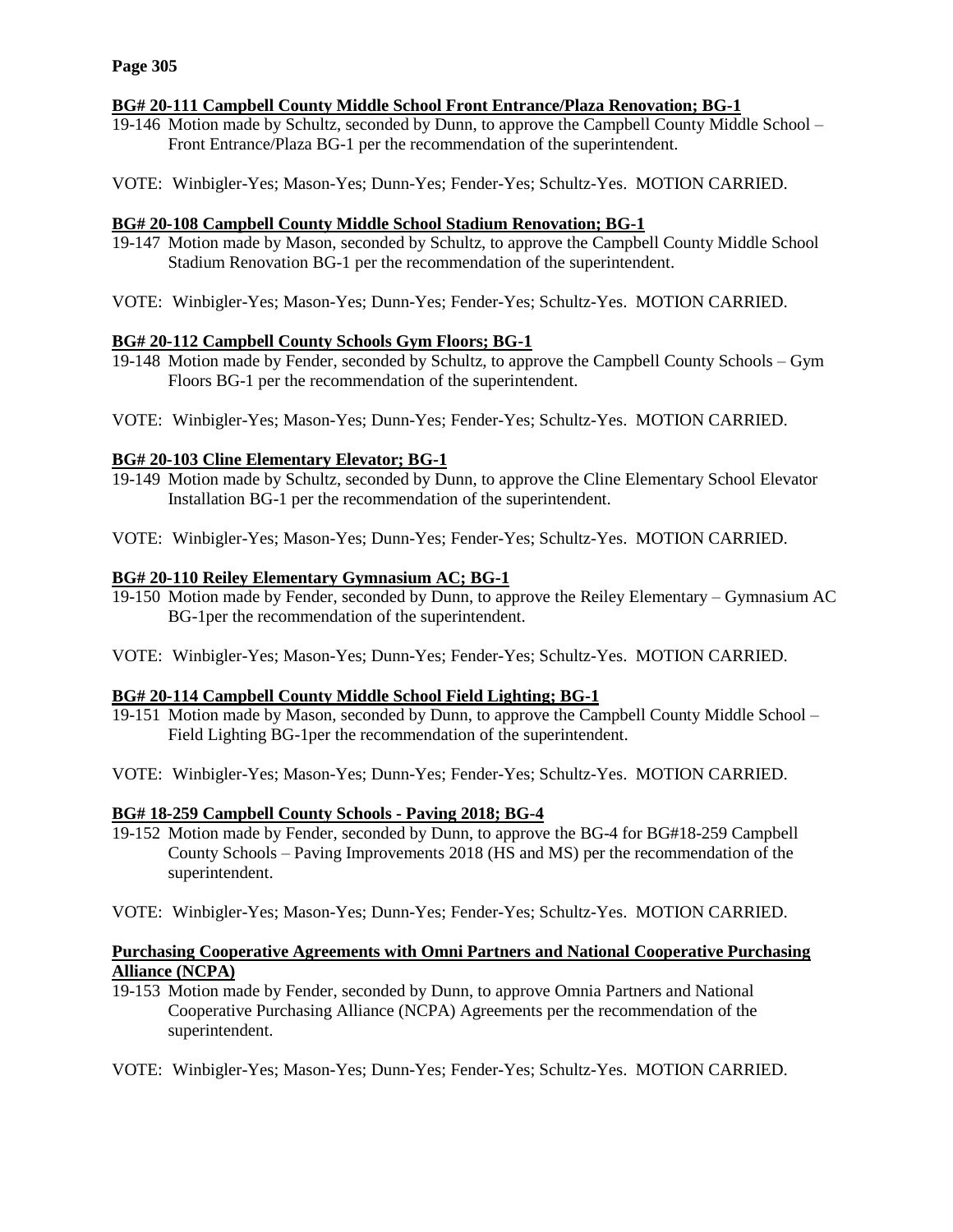**BG# 20-111 Campbell County Middle School Front Entrance/Plaza Renovation; BG-1**

19-146 Motion made by Schultz, seconded by Dunn, to approve the Campbell County Middle School – Front Entrance/Plaza BG-1 per the recommendation of the superintendent.

VOTE: Winbigler-Yes; Mason-Yes; Dunn-Yes; Fender-Yes; Schultz-Yes. MOTION CARRIED.

**BG# 20-108 Campbell County Middle School Stadium Renovation; BG-1**

19-147 Motion made by Mason, seconded by Schultz, to approve the Campbell County Middle School Stadium Renovation BG-1 per the recommendation of the superintendent.

VOTE: Winbigler-Yes; Mason-Yes; Dunn-Yes; Fender-Yes; Schultz-Yes. MOTION CARRIED.

**BG# 20-112 Campbell County Schools Gym Floors; BG-1**

19-148 Motion made by Fender, seconded by Schultz, to approve the Campbell County Schools – Gym Floors BG-1 per the recommendation of the superintendent.

VOTE: Winbigler-Yes; Mason-Yes; Dunn-Yes; Fender-Yes; Schultz-Yes. MOTION CARRIED.

**BG# 20-103 Cline Elementary Elevator; BG-1**

19-149 Motion made by Schultz, seconded by Dunn, to approve the Cline Elementary School Elevator Installation BG-1 per the recommendation of the superintendent.

VOTE: Winbigler-Yes; Mason-Yes; Dunn-Yes; Fender-Yes; Schultz-Yes. MOTION CARRIED.

**BG# 20-110 Reiley Elementary Gymnasium AC; BG-1**

19-150 Motion made by Fender, seconded by Dunn, to approve the Reiley Elementary – Gymnasium AC BG-1per the recommendation of the superintendent.

VOTE: Winbigler-Yes; Mason-Yes; Dunn-Yes; Fender-Yes; Schultz-Yes. MOTION CARRIED.

**BG# 20-114 Campbell County Middle School Field Lighting; BG-1**

19-151 Motion made by Mason, seconded by Dunn, to approve the Campbell County Middle School – Field Lighting BG-1per the recommendation of the superintendent.

VOTE: Winbigler-Yes; Mason-Yes; Dunn-Yes; Fender-Yes; Schultz-Yes. MOTION CARRIED.

**BG# 18-259 Campbell County Schools - Paving 2018; BG-4**

19-152 Motion made by Fender, seconded by Dunn, to approve the BG-4 for BG#18-259 Campbell County Schools – Paving Improvements 2018 (HS and MS) per the recommendation of the superintendent.

VOTE: Winbigler-Yes; Mason-Yes; Dunn-Yes; Fender-Yes; Schultz-Yes. MOTION CARRIED.

**Purchasing Cooperative Agreements with Omni Partners and National Cooperative Purchasing Alliance (NCPA)**

19-153 Motion made by Fender, seconded by Dunn, to approve Omnia Partners and National Cooperative Purchasing Alliance (NCPA) Agreements per the recommendation of the superintendent.

VOTE: Winbigler-Yes; Mason-Yes; Dunn-Yes; Fender-Yes; Schultz-Yes. MOTION CARRIED.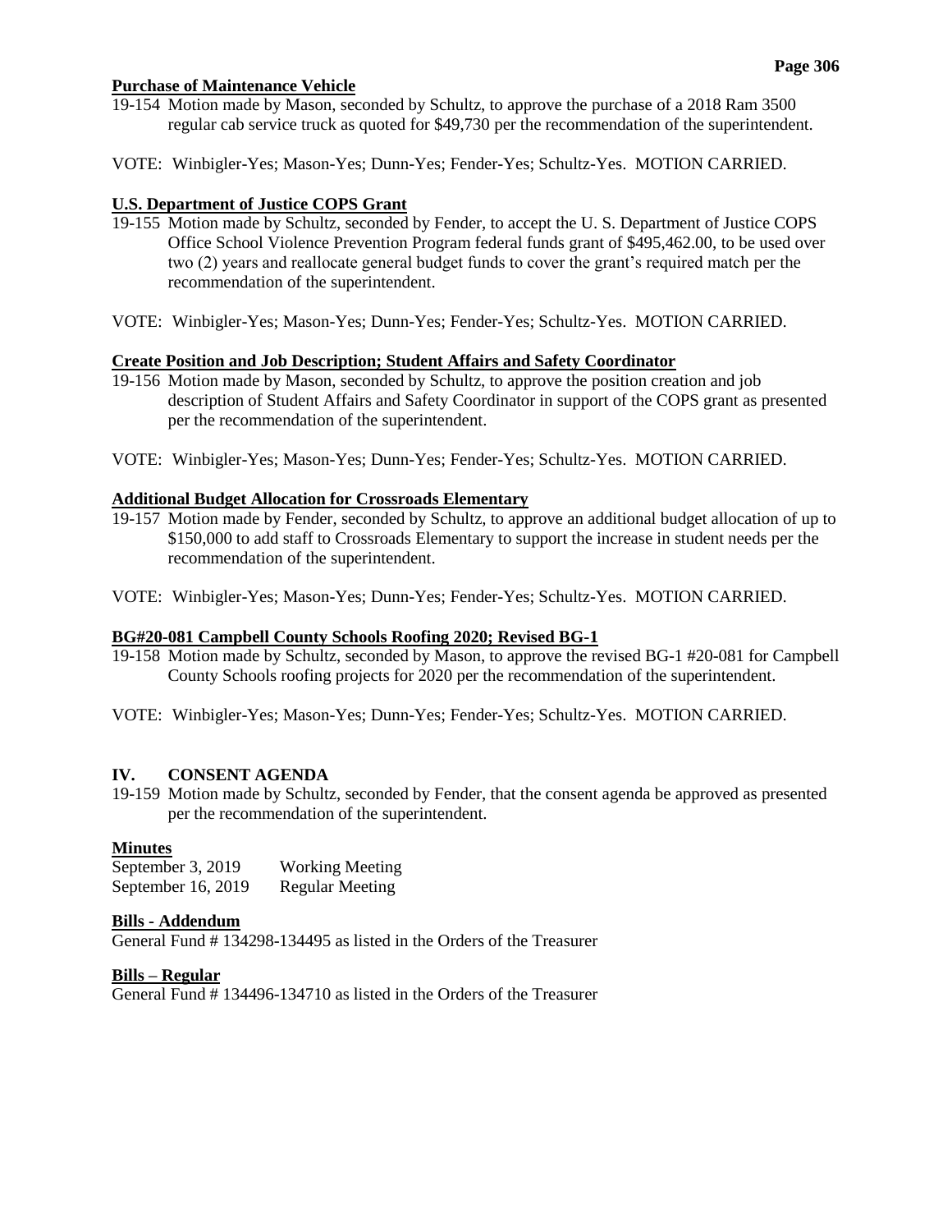**Purchase of Maintenance Vehicle**

19-154 Motion made by Mason, seconded by Schultz, to approve the purchase of a 2018 Ram 3500 regular cab service truck as quoted for $49,730 per the recommendation of the superintendent.

VOTE: Winbigler-Yes; Mason-Yes; Dunn-Yes; Fender-Yes; Schultz-Yes. MOTION CARRIED.

**U.S. Department of Justice COPS Grant**

19-155 Motion made by Schultz, seconded by Fender, to accept the U. S. Department of Justice COPS Office School Violence Prevention Program federal funds grant of $495,462.00, to be used over two (2) years and reallocate general budget funds to cover the grant's required match per the recommendation of the superintendent.

VOTE: Winbigler-Yes; Mason-Yes; Dunn-Yes; Fender-Yes; Schultz-Yes. MOTION CARRIED.

**Create Position and Job Description; Student Affairs and Safety Coordinator**

19-156 Motion made by Mason, seconded by Schultz, to approve the position creation and job description of Student Affairs and Safety Coordinator in support of the COPS grant as presented per the recommendation of the superintendent.

VOTE: Winbigler-Yes; Mason-Yes; Dunn-Yes; Fender-Yes; Schultz-Yes. MOTION CARRIED.

**Additional Budget Allocation for Crossroads Elementary**

19-157 Motion made by Fender, seconded by Schultz, to approve an additional budget allocation of up to $150,000 to add staff to Crossroads Elementary to support the increase in student needs per the recommendation of the superintendent.

VOTE: Winbigler-Yes; Mason-Yes; Dunn-Yes; Fender-Yes; Schultz-Yes. MOTION CARRIED.

**BG#20-081 Campbell County Schools Roofing 2020; Revised BG-1**

19-158 Motion made by Schultz, seconded by Mason, to approve the revised BG-1 #20-081 for Campbell County Schools roofing projects for 2020 per the recommendation of the superintendent.

VOTE: Winbigler-Yes; Mason-Yes; Dunn-Yes; Fender-Yes; Schultz-Yes. MOTION CARRIED.

## IV. CONSENT AGENDA

19-159 Motion made by Schultz, seconded by Fender, that the consent agenda be approved as presented per the recommendation of the superintendent.

**Minutes**

September 3, 2019 Working Meeting
September 16, 2019 Regular Meeting

**Bills - Addendum**

General Fund # 134298-134495 as listed in the Orders of the Treasurer

**Bills – Regular**

General Fund # 134496-134710 as listed in the Orders of the Treasurer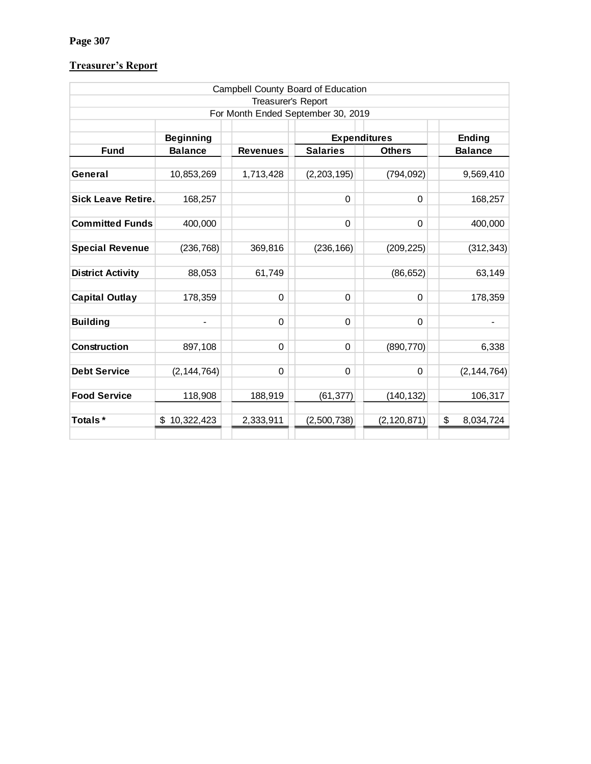**Treasurer's Report**

| Campbell County Board of Education | | | | | |
|---|---|---|---|---|---|
| Treasurer's Report | | | | | |
| For Month Ended September 30, 2019 | | | | | |
| | **Beginning** | | **Expenditures** | | **Ending** |
| **Fund** | **Balance** | **Revenues** | **Salaries** | **Others** | **Balance** |
| **General** | 10,853,269 | 1,713,428 | (2,203,195) | (794,092) | 9,569,410 |
| **Sick Leave Retire.** | 168,257 | | 0 | 0 | 168,257 |
| **Committed Funds** | 400,000 | | 0 | 0 | 400,000 |
| **Special Revenue** | (236,768) | 369,816 | (236,166) | (209,225) | (312,343) |
| **District Activity** | 88,053 | 61,749 | | (86,652) | 63,149 |
| **Capital Outlay** | 178,359 | 0 | 0 | 0 | 178,359 |
| **Building** | - | 0 | 0 | 0 | - |
| **Construction** | 897,108 | 0 | 0 | (890,770) | 6,338 |
| **Debt Service** | (2,144,764) | 0 | 0 | 0 | (2,144,764) |
| **Food Service** | 118,908 | 188,919 | (61,377) | (140,132) | 106,317 |
| **Totals*** | $ 10,322,423 | 2,333,911 | (2,500,738) | (2,120,871) | $ 8,034,724 |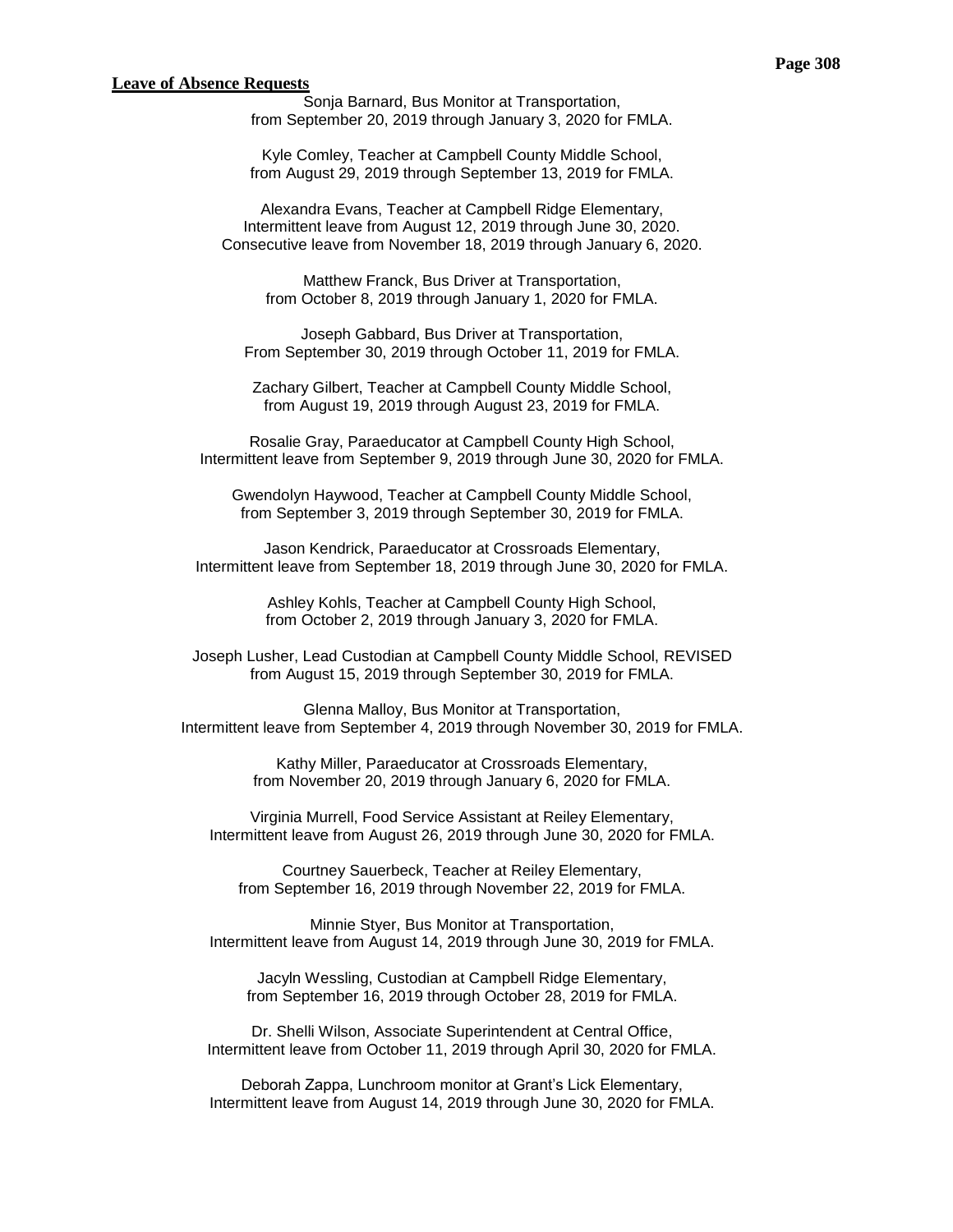**Leave of Absence Requests**

Sonja Barnard, Bus Monitor at Transportation,
from September 20, 2019 through January 3, 2020 for FMLA.

Kyle Comley, Teacher at Campbell County Middle School,
from August 29, 2019 through September 13, 2019 for FMLA.

Alexandra Evans, Teacher at Campbell Ridge Elementary,
Intermittent leave from August 12, 2019 through June 30, 2020.
Consecutive leave from November 18, 2019 through January 6, 2020.

Matthew Franck, Bus Driver at Transportation,
from October 8, 2019 through January 1, 2020 for FMLA.

Joseph Gabbard, Bus Driver at Transportation,
From September 30, 2019 through October 11, 2019 for FMLA.

Zachary Gilbert, Teacher at Campbell County Middle School,
from August 19, 2019 through August 23, 2019 for FMLA.

Rosalie Gray, Paraeducator at Campbell County High School,
Intermittent leave from September 9, 2019 through June 30, 2020 for FMLA.

Gwendolyn Haywood, Teacher at Campbell County Middle School,
from September 3, 2019 through September 30, 2019 for FMLA.

Jason Kendrick, Paraeducator at Crossroads Elementary,
Intermittent leave from September 18, 2019 through June 30, 2020 for FMLA.

Ashley Kohls, Teacher at Campbell County High School,
from October 2, 2019 through January 3, 2020 for FMLA.

Joseph Lusher, Lead Custodian at Campbell County Middle School, REVISED
from August 15, 2019 through September 30, 2019 for FMLA.

Glenna Malloy, Bus Monitor at Transportation,
Intermittent leave from September 4, 2019 through November 30, 2019 for FMLA.

Kathy Miller, Paraeducator at Crossroads Elementary,
from November 20, 2019 through January 6, 2020 for FMLA.

Virginia Murrell, Food Service Assistant at Reiley Elementary,
Intermittent leave from August 26, 2019 through June 30, 2020 for FMLA.

Courtney Sauerbeck, Teacher at Reiley Elementary,
from September 16, 2019 through November 22, 2019 for FMLA.

Minnie Styer, Bus Monitor at Transportation,
Intermittent leave from August 14, 2019 through June 30, 2019 for FMLA.

Jacyln Wessling, Custodian at Campbell Ridge Elementary,
from September 16, 2019 through October 28, 2019 for FMLA.

Dr. Shelli Wilson, Associate Superintendent at Central Office,
Intermittent leave from October 11, 2019 through April 30, 2020 for FMLA.

Deborah Zappa, Lunchroom monitor at Grant's Lick Elementary,
Intermittent leave from August 14, 2019 through June 30, 2020 for FMLA.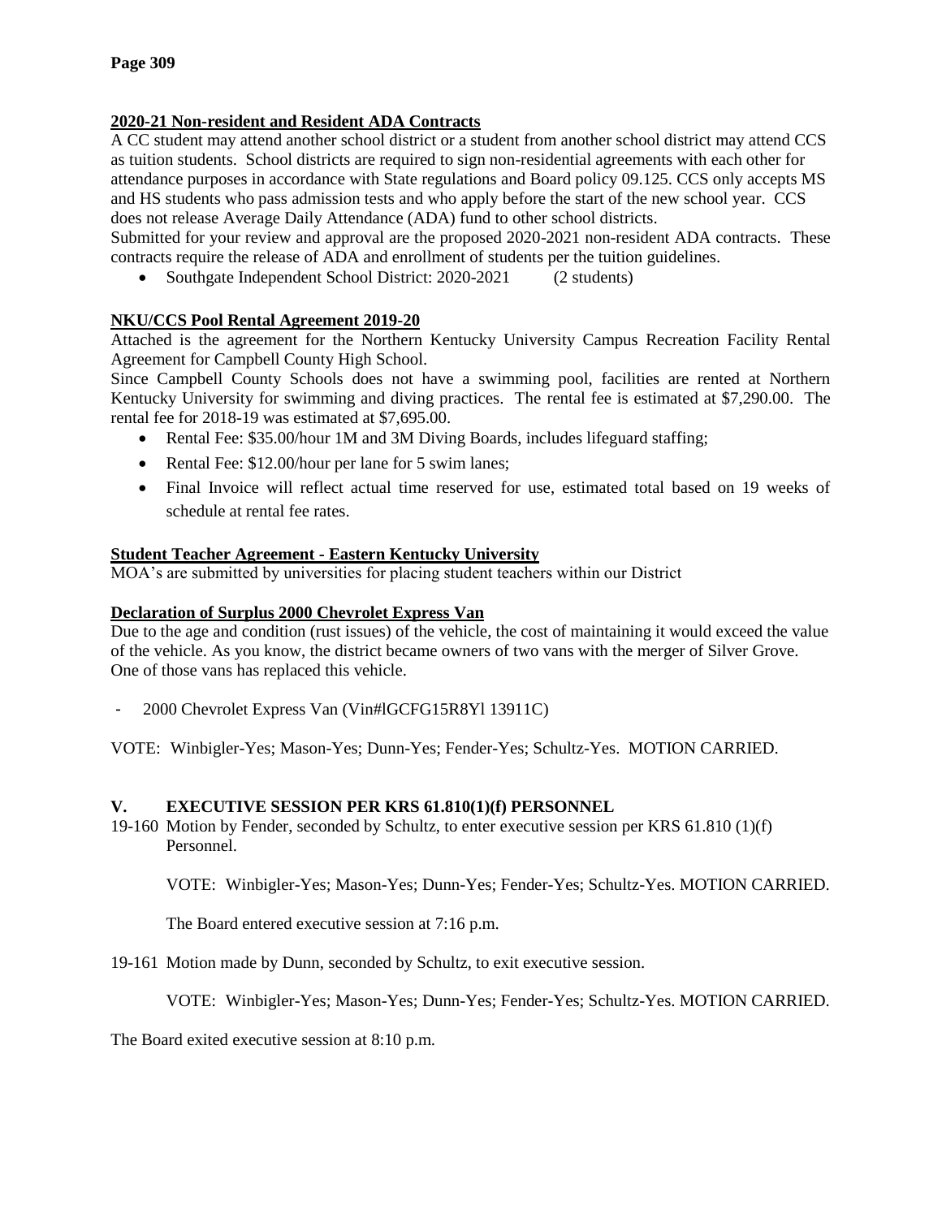## 2020-21 Non-resident and Resident ADA Contracts

A CC student may attend another school district or a student from another school district may attend CCS as tuition students. School districts are required to sign non-residential agreements with each other for attendance purposes in accordance with State regulations and Board policy 09.125. CCS only accepts MS and HS students who pass admission tests and who apply before the start of the new school year. CCS does not release Average Daily Attendance (ADA) fund to other school districts.

Submitted for your review and approval are the proposed 2020-2021 non-resident ADA contracts. These contracts require the release of ADA and enrollment of students per the tuition guidelines.

- Southgate Independent School District: 2020-2021 (2 students)

## NKU/CCS Pool Rental Agreement 2019-20

Attached is the agreement for the Northern Kentucky University Campus Recreation Facility Rental Agreement for Campbell County High School.

Since Campbell County Schools does not have a swimming pool, facilities are rented at Northern Kentucky University for swimming and diving practices. The rental fee is estimated at $7,290.00. The rental fee for 2018-19 was estimated at $7,695.00.

- Rental Fee: $35.00/hour 1M and 3M Diving Boards, includes lifeguard staffing;
- Rental Fee: $12.00/hour per lane for 5 swim lanes;
- Final Invoice will reflect actual time reserved for use, estimated total based on 19 weeks of schedule at rental fee rates.

## Student Teacher Agreement - Eastern Kentucky University

MOA's are submitted by universities for placing student teachers within our District

## Declaration of Surplus 2000 Chevrolet Express Van

Due to the age and condition (rust issues) of the vehicle, the cost of maintaining it would exceed the value of the vehicle. As you know, the district became owners of two vans with the merger of Silver Grove. One of those vans has replaced this vehicle.

- 2000 Chevrolet Express Van (Vin#lGCFG15R8Yl 13911C)

VOTE: Winbigler-Yes; Mason-Yes; Dunn-Yes; Fender-Yes; Schultz-Yes. MOTION CARRIED.

## V. EXECUTIVE SESSION PER KRS 61.810(1)(f) PERSONNEL

19-160 Motion by Fender, seconded by Schultz, to enter executive session per KRS 61.810 (1)(f) Personnel.

VOTE: Winbigler-Yes; Mason-Yes; Dunn-Yes; Fender-Yes; Schultz-Yes. MOTION CARRIED.

The Board entered executive session at 7:16 p.m.

19-161 Motion made by Dunn, seconded by Schultz, to exit executive session.

VOTE: Winbigler-Yes; Mason-Yes; Dunn-Yes; Fender-Yes; Schultz-Yes. MOTION CARRIED.

The Board exited executive session at 8:10 p.m.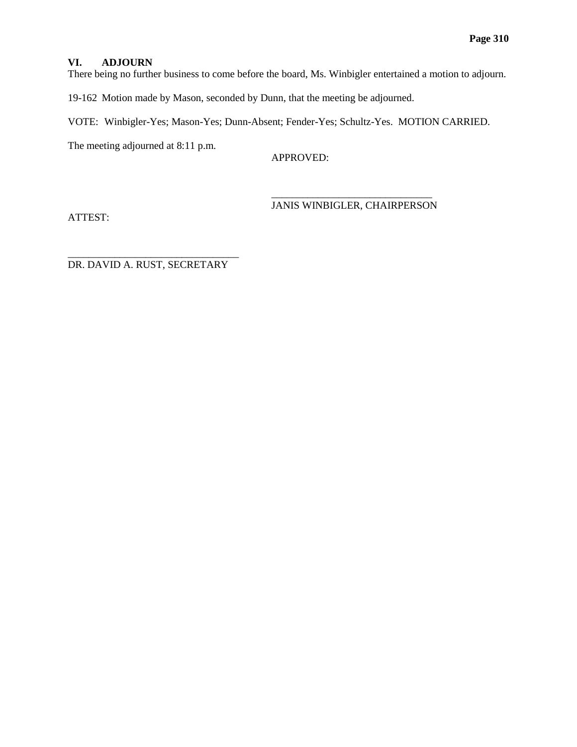## VI. ADJOURN

There being no further business to come before the board, Ms. Winbigler entertained a motion to adjourn.

19-162 Motion made by Mason, seconded by Dunn, that the meeting be adjourned.

VOTE: Winbigler-Yes; Mason-Yes; Dunn-Absent; Fender-Yes; Schultz-Yes. MOTION CARRIED.

The meeting adjourned at 8:11 p.m.

APPROVED:

______________________________
JANIS WINBIGLER, CHAIRPERSON

ATTEST:

________________________________
DR. DAVID A. RUST, SECRETARY